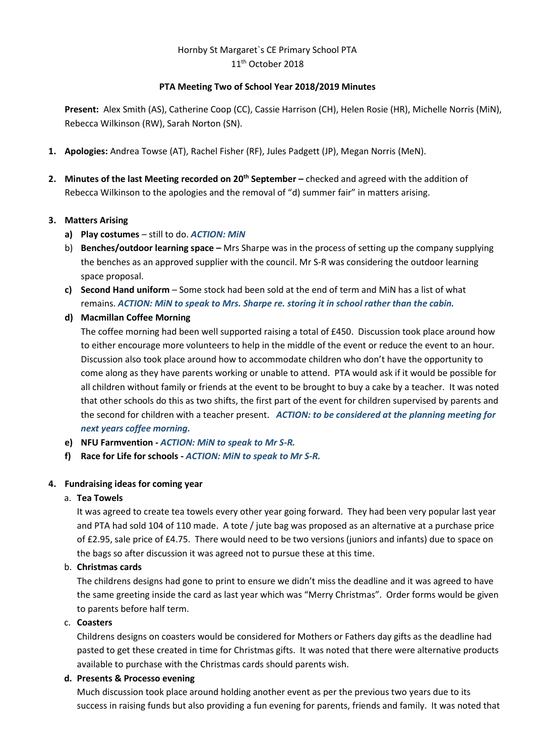Hornby St Margaret`s CE Primary School PTA

11th October 2018

**PTA Meeting Two of School Year 2018/2019 Minutes**

**Present:** Alex Smith (AS), Catherine Coop (CC), Cassie Harrison (CH), Helen Rosie (HR), Michelle Norris (MiN), Rebecca Wilkinson (RW), Sarah Norton (SN).

1. **Apologies:** Andrea Towse (AT), Rachel Fisher (RF), Jules Padgett (JP), Megan Norris (MeN).

2. **Minutes of the last Meeting recorded on 20th September –** checked and agreed with the addition of Rebecca Wilkinson to the apologies and the removal of "d) summer fair" in matters arising.

3. **Matters Arising**
   - **a) Play costumes** – still to do. ***ACTION: MiN***
   - b) **Benches/outdoor learning space –** Mrs Sharpe was in the process of setting up the company supplying the benches as an approved supplier with the council. Mr S-R was considering the outdoor learning space proposal.
   - **c) Second Hand uniform** – Some stock had been sold at the end of term and MiN has a list of what remains. ***ACTION: MiN to speak to Mrs. Sharpe re. storing it in school rather than the cabin.***
   - **d) Macmillan Coffee Morning**

     The coffee morning had been well supported raising a total of £450. Discussion took place around how to either encourage more volunteers to help in the middle of the event or reduce the event to an hour. Discussion also took place around how to accommodate children who don't have the opportunity to come along as they have parents working or unable to attend. PTA would ask if it would be possible for all children without family or friends at the event to be brought to buy a cake by a teacher. It was noted that other schools do this as two shifts, the first part of the event for children supervised by parents and the second for children with a teacher present. ***ACTION: to be considered at the planning meeting for next years coffee morning.***
   - **e) NFU Farmvention -** ***ACTION: MiN to speak to Mr S-R.***
   - **f) Race for Life for schools -** ***ACTION: MiN to speak to Mr S-R.***

4. **Fundraising ideas for coming year**
   - a. **Tea Towels**

     It was agreed to create tea towels every other year going forward. They had been very popular last year and PTA had sold 104 of 110 made. A tote / jute bag was proposed as an alternative at a purchase price of £2.95, sale price of £4.75. There would need to be two versions (juniors and infants) due to space on the bags so after discussion it was agreed not to pursue these at this time.
   - b. **Christmas cards**

     The childrens designs had gone to print to ensure we didn't miss the deadline and it was agreed to have the same greeting inside the card as last year which was "Merry Christmas". Order forms would be given to parents before half term.
   - c. **Coasters**

     Childrens designs on coasters would be considered for Mothers or Fathers day gifts as the deadline had pasted to get these created in time for Christmas gifts. It was noted that there were alternative products available to purchase with the Christmas cards should parents wish.
   - **d. Presents & Processo evening**

     Much discussion took place around holding another event as per the previous two years due to its success in raising funds but also providing a fun evening for parents, friends and family. It was noted that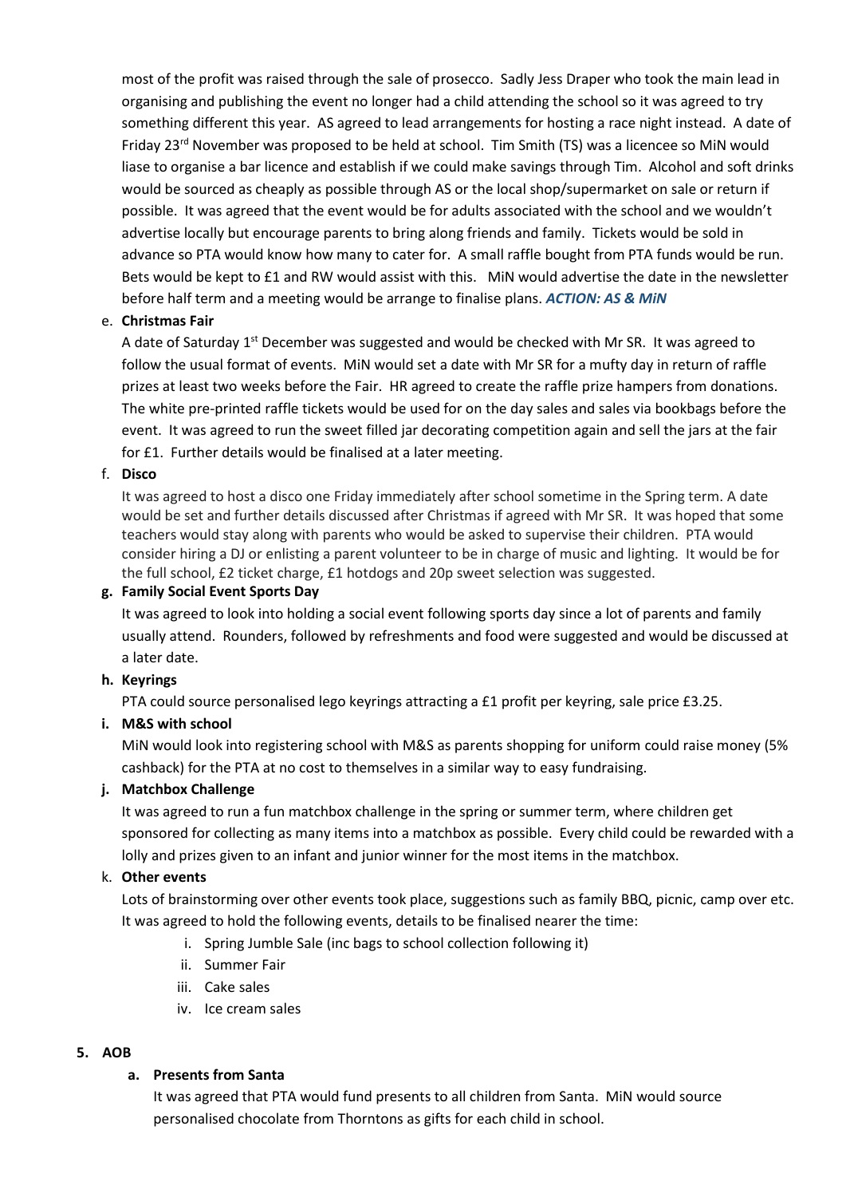most of the profit was raised through the sale of prosecco. Sadly Jess Draper who took the main lead in organising and publishing the event no longer had a child attending the school so it was agreed to try something different this year. AS agreed to lead arrangements for hosting a race night instead. A date of Friday 23rd November was proposed to be held at school. Tim Smith (TS) was a licencee so MiN would liase to organise a bar licence and establish if we could make savings through Tim. Alcohol and soft drinks would be sourced as cheaply as possible through AS or the local shop/supermarket on sale or return if possible. It was agreed that the event would be for adults associated with the school and we wouldn't advertise locally but encourage parents to bring along friends and family. Tickets would be sold in advance so PTA would know how many to cater for. A small raffle bought from PTA funds would be run. Bets would be kept to £1 and RW would assist with this. MiN would advertise the date in the newsletter before half term and a meeting would be arrange to finalise plans. ***ACTION: AS & MiN***

e. **Christmas Fair**

   A date of Saturday 1st December was suggested and would be checked with Mr SR. It was agreed to follow the usual format of events. MiN would set a date with Mr SR for a mufty day in return of raffle prizes at least two weeks before the Fair. HR agreed to create the raffle prize hampers from donations. The white pre-printed raffle tickets would be used for on the day sales and sales via bookbags before the event. It was agreed to run the sweet filled jar decorating competition again and sell the jars at the fair for £1. Further details would be finalised at a later meeting.

f. **Disco**

   It was agreed to host a disco one Friday immediately after school sometime in the Spring term. A date would be set and further details discussed after Christmas if agreed with Mr SR. It was hoped that some teachers would stay along with parents who would be asked to supervise their children. PTA would consider hiring a DJ or enlisting a parent volunteer to be in charge of music and lighting. It would be for the full school, £2 ticket charge, £1 hotdogs and 20p sweet selection was suggested.

g. **Family Social Event Sports Day**

   It was agreed to look into holding a social event following sports day since a lot of parents and family usually attend. Rounders, followed by refreshments and food were suggested and would be discussed at a later date.

h. **Keyrings**

   PTA could source personalised lego keyrings attracting a £1 profit per keyring, sale price £3.25.

i. **M&S with school**

   MiN would look into registering school with M&S as parents shopping for uniform could raise money (5% cashback) for the PTA at no cost to themselves in a similar way to easy fundraising.

j. **Matchbox Challenge**

   It was agreed to run a fun matchbox challenge in the spring or summer term, where children get sponsored for collecting as many items into a matchbox as possible. Every child could be rewarded with a lolly and prizes given to an infant and junior winner for the most items in the matchbox.

k. **Other events**

   Lots of brainstorming over other events took place, suggestions such as family BBQ, picnic, camp over etc. It was agreed to hold the following events, details to be finalised nearer the time:

   i. Spring Jumble Sale (inc bags to school collection following it)
   ii. Summer Fair
   iii. Cake sales
   iv. Ice cream sales

## 5. AOB

a. **Presents from Santa**

   It was agreed that PTA would fund presents to all children from Santa. MiN would source personalised chocolate from Thorntons as gifts for each child in school.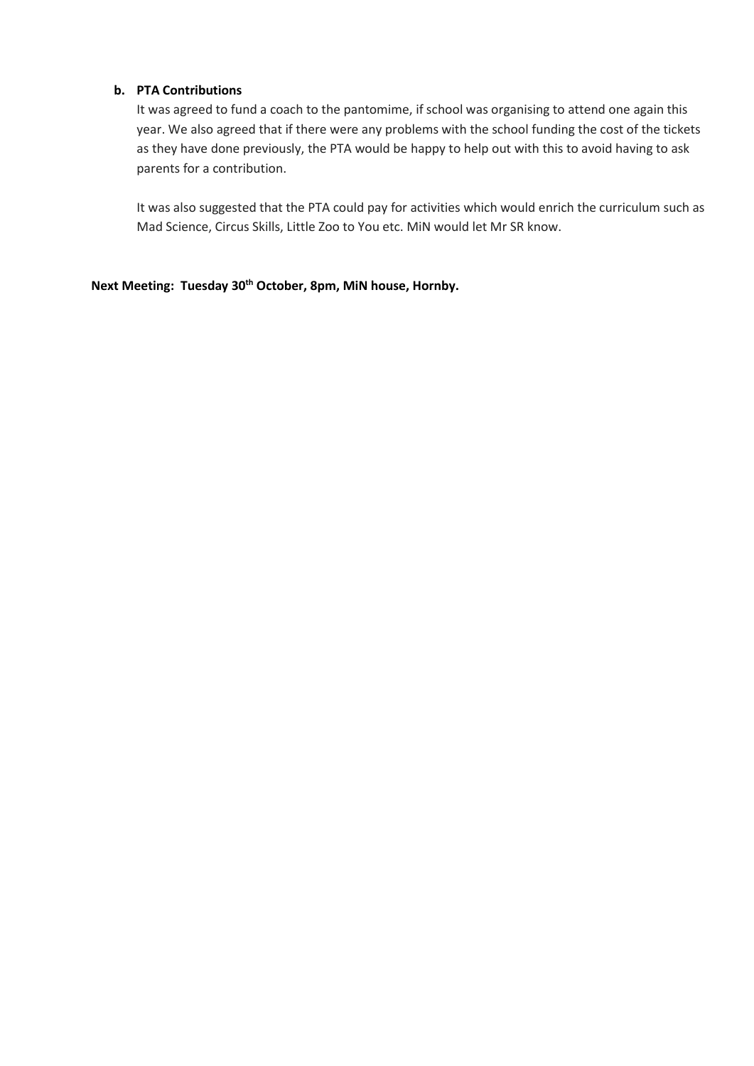**b. PTA Contributions**

It was agreed to fund a coach to the pantomime, if school was organising to attend one again this year. We also agreed that if there were any problems with the school funding the cost of the tickets as they have done previously, the PTA would be happy to help out with this to avoid having to ask parents for a contribution.

It was also suggested that the PTA could pay for activities which would enrich the curriculum such as Mad Science, Circus Skills, Little Zoo to You etc. MiN would let Mr SR know.

**Next Meeting: Tuesday 30th October, 8pm, MiN house, Hornby.**